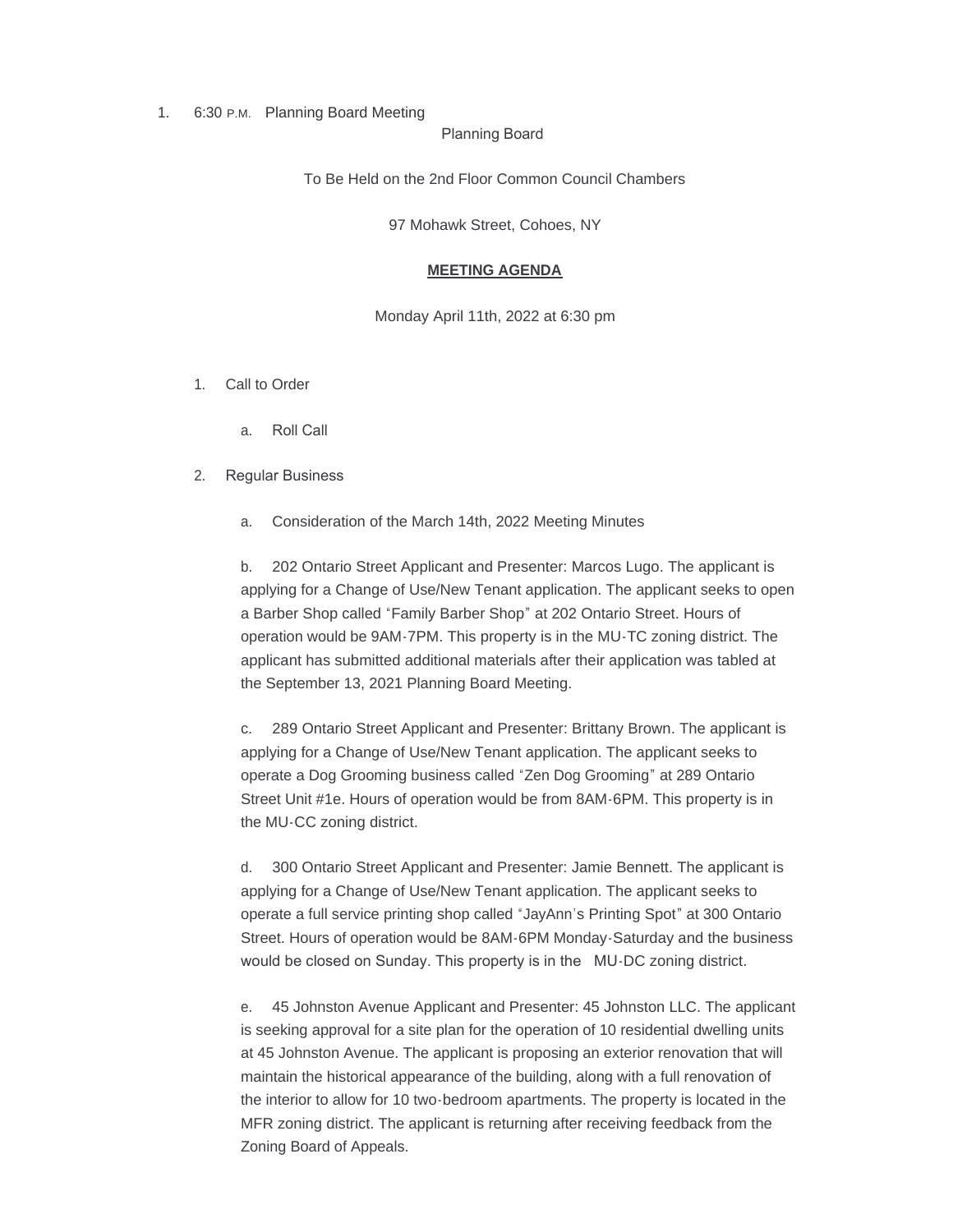1. 6:30 P.M. Planning Board Meeting

Planning Board

To Be Held on the 2nd Floor Common Council Chambers

97 Mohawk Street, Cohoes, NY

**MEETING AGENDA**

Monday April 11th, 2022 at 6:30 pm

1. Call to Order

   a. Roll Call

2. Regular Business

   a. Consideration of the March 14th, 2022 Meeting Minutes

   b. 202 Ontario Street Applicant and Presenter: Marcos Lugo. The applicant is applying for a Change of Use/New Tenant application. The applicant seeks to open a Barber Shop called "Family Barber Shop" at 202 Ontario Street. Hours of operation would be 9AM-7PM. This property is in the MU-TC zoning district. The applicant has submitted additional materials after their application was tabled at the September 13, 2021 Planning Board Meeting.

   c. 289 Ontario Street Applicant and Presenter: Brittany Brown. The applicant is applying for a Change of Use/New Tenant application. The applicant seeks to operate a Dog Grooming business called "Zen Dog Grooming" at 289 Ontario Street Unit #1e. Hours of operation would be from 8AM-6PM. This property is in the MU-CC zoning district.

   d. 300 Ontario Street Applicant and Presenter: Jamie Bennett. The applicant is applying for a Change of Use/New Tenant application. The applicant seeks to operate a full service printing shop called "JayAnn's Printing Spot" at 300 Ontario Street. Hours of operation would be 8AM-6PM Monday-Saturday and the business would be closed on Sunday. This property is in the MU-DC zoning district.

   e. 45 Johnston Avenue Applicant and Presenter: 45 Johnston LLC. The applicant is seeking approval for a site plan for the operation of 10 residential dwelling units at 45 Johnston Avenue. The applicant is proposing an exterior renovation that will maintain the historical appearance of the building, along with a full renovation of the interior to allow for 10 two-bedroom apartments. The property is located in the MFR zoning district. The applicant is returning after receiving feedback from the Zoning Board of Appeals.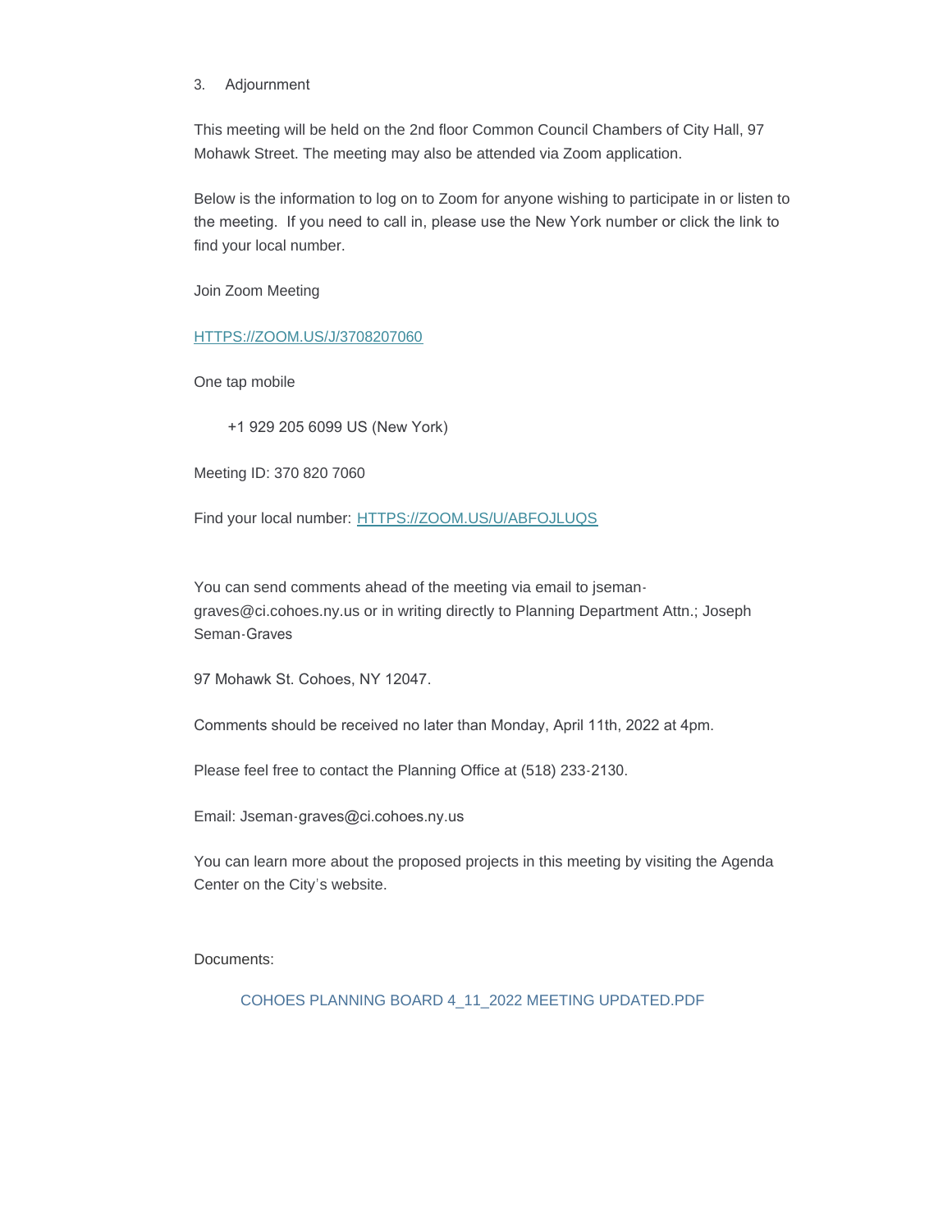3. Adjournment

This meeting will be held on the 2nd floor Common Council Chambers of City Hall, 97 Mohawk Street. The meeting may also be attended via Zoom application.

Below is the information to log on to Zoom for anyone wishing to participate in or listen to the meeting. If you need to call in, please use the New York number or click the link to find your local number.

Join Zoom Meeting

HTTPS://ZOOM.US/J/3708207060

One tap mobile

+1 929 205 6099 US (New York)

Meeting ID: 370 820 7060

Find your local number: HTTPS://ZOOM.US/U/ABFOJLUQS

You can send comments ahead of the meeting via email to jseman-graves@ci.cohoes.ny.us or in writing directly to Planning Department Attn.; Joseph Seman-Graves

97 Mohawk St. Cohoes, NY 12047.

Comments should be received no later than Monday, April 11th, 2022 at 4pm.

Please feel free to contact the Planning Office at (518) 233-2130.

Email: Jseman-graves@ci.cohoes.ny.us

You can learn more about the proposed projects in this meeting by visiting the Agenda Center on the City's website.

Documents:

COHOES PLANNING BOARD 4_11_2022 MEETING UPDATED.PDF